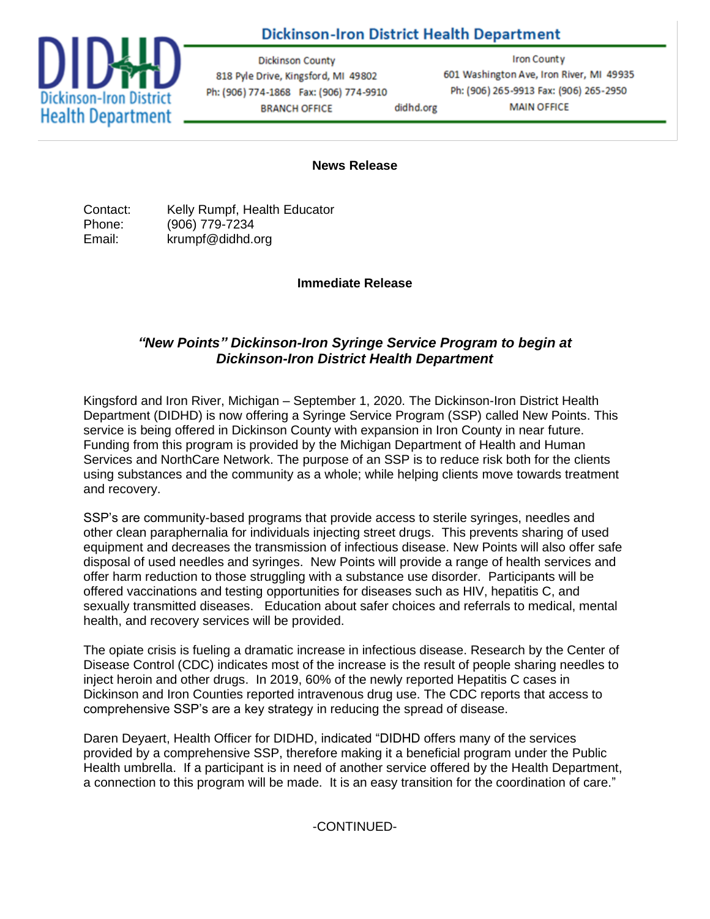# Dickinson-Iron District Health Department

Dickinson County
818 Pyle Drive, Kingsford, MI 49802
Ph: (906) 774-1868 Fax: (906) 774-9910
BRANCH OFFICE

didhd.org

Iron County
601 Washington Ave, Iron River, MI 49935
Ph: (906) 265-9913 Fax: (906) 265-2950
MAIN OFFICE

**News Release**

Contact: Kelly Rumpf, Health Educator
Phone: (906) 779-7234
Email: krumpf@didhd.org

**Immediate Release**

## *"New Points" Dickinson-Iron Syringe Service Program to begin at Dickinson-Iron District Health Department*

Kingsford and Iron River, Michigan – September 1, 2020. The Dickinson-Iron District Health Department (DIDHD) is now offering a Syringe Service Program (SSP) called New Points. This service is being offered in Dickinson County with expansion in Iron County in near future. Funding from this program is provided by the Michigan Department of Health and Human Services and NorthCare Network. The purpose of an SSP is to reduce risk both for the clients using substances and the community as a whole; while helping clients move towards treatment and recovery.

SSP's are community-based programs that provide access to sterile syringes, needles and other clean paraphernalia for individuals injecting street drugs. This prevents sharing of used equipment and decreases the transmission of infectious disease. New Points will also offer safe disposal of used needles and syringes. New Points will provide a range of health services and offer harm reduction to those struggling with a substance use disorder. Participants will be offered vaccinations and testing opportunities for diseases such as HIV, hepatitis C, and sexually transmitted diseases. Education about safer choices and referrals to medical, mental health, and recovery services will be provided.

The opiate crisis is fueling a dramatic increase in infectious disease. Research by the Center of Disease Control (CDC) indicates most of the increase is the result of people sharing needles to inject heroin and other drugs. In 2019, 60% of the newly reported Hepatitis C cases in Dickinson and Iron Counties reported intravenous drug use. The CDC reports that access to comprehensive SSP's are a key strategy in reducing the spread of disease.

Daren Deyaert, Health Officer for DIDHD, indicated "DIDHD offers many of the services provided by a comprehensive SSP, therefore making it a beneficial program under the Public Health umbrella. If a participant is in need of another service offered by the Health Department, a connection to this program will be made. It is an easy transition for the coordination of care."

-CONTINUED-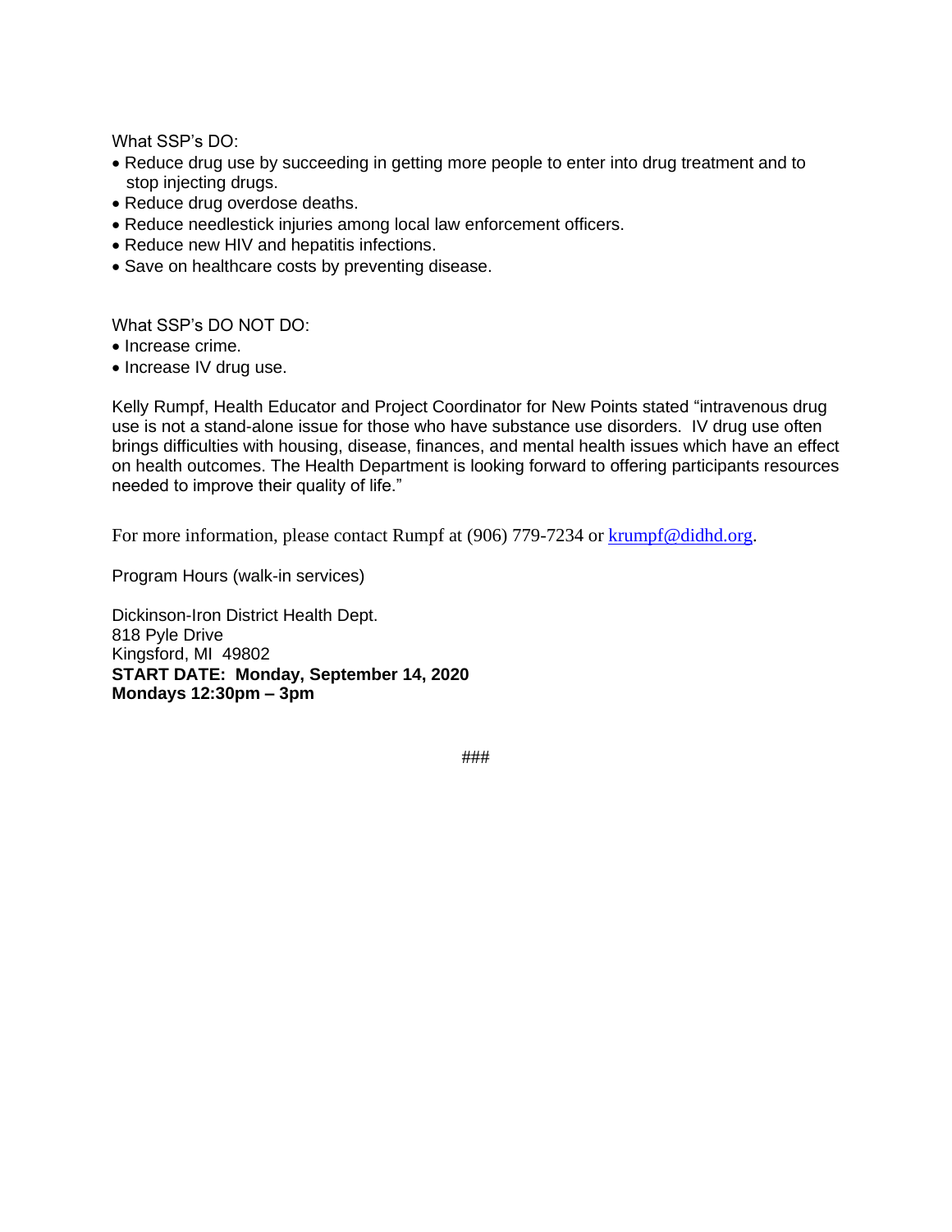What SSP's DO:

- Reduce drug use by succeeding in getting more people to enter into drug treatment and to stop injecting drugs.
- Reduce drug overdose deaths.
- Reduce needlestick injuries among local law enforcement officers.
- Reduce new HIV and hepatitis infections.
- Save on healthcare costs by preventing disease.

What SSP's DO NOT DO:

- Increase crime.
- Increase IV drug use.

Kelly Rumpf, Health Educator and Project Coordinator for New Points stated "intravenous drug use is not a stand-alone issue for those who have substance use disorders. IV drug use often brings difficulties with housing, disease, finances, and mental health issues which have an effect on health outcomes. The Health Department is looking forward to offering participants resources needed to improve their quality of life."

For more information, please contact Rumpf at (906) 779-7234 or krumpf@didhd.org.

Program Hours (walk-in services)

Dickinson-Iron District Health Dept.
818 Pyle Drive
Kingsford, MI 49802
**START DATE: Monday, September 14, 2020**
**Mondays 12:30pm – 3pm**

###